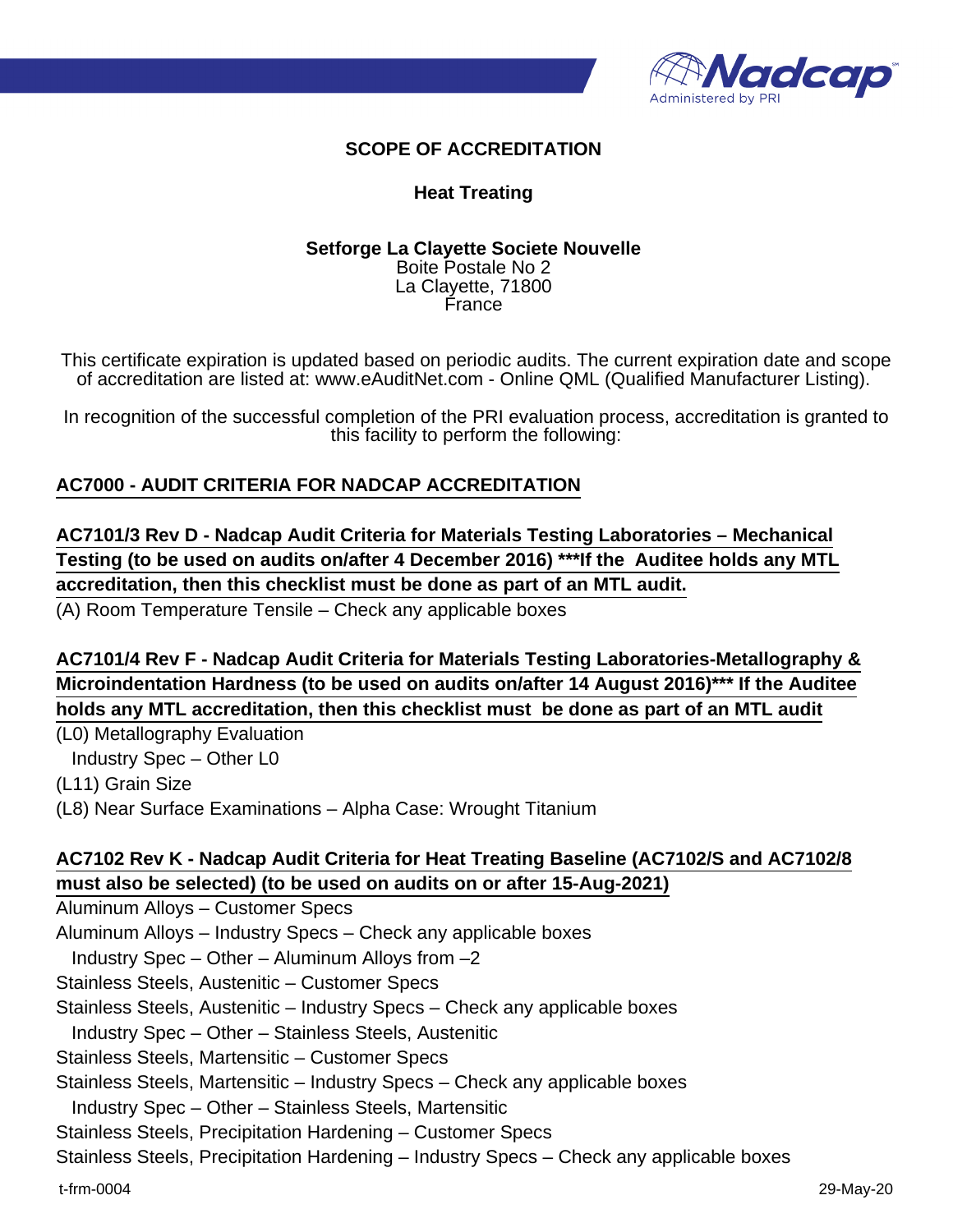# SCOPE OF ACCREDITATION

## Heat Treating

**Setforge La Clayette Societe Nouvelle**
Boite Postale No 2
La Clayette, 71800
France

This certificate expiration is updated based on periodic audits. The current expiration date and scope of accreditation are listed at: www.eAuditNet.com - Online QML (Qualified Manufacturer Listing).

In recognition of the successful completion of the PRI evaluation process, accreditation is granted to this facility to perform the following:

**AC7000 - AUDIT CRITERIA FOR NADCAP ACCREDITATION**

**AC7101/3 Rev D - Nadcap Audit Criteria for Materials Testing Laboratories – Mechanical Testing (to be used on audits on/after 4 December 2016) ***If the Auditee holds any MTL accreditation, then this checklist must be done as part of an MTL audit.**

(A) Room Temperature Tensile – Check any applicable boxes

**AC7101/4 Rev F - Nadcap Audit Criteria for Materials Testing Laboratories-Metallography & Microindentation Hardness (to be used on audits on/after 14 August 2016)*** If the Auditee holds any MTL accreditation, then this checklist must be done as part of an MTL audit**

(L0) Metallography Evaluation
  Industry Spec – Other L0
(L11) Grain Size
(L8) Near Surface Examinations – Alpha Case: Wrought Titanium

**AC7102 Rev K - Nadcap Audit Criteria for Heat Treating Baseline (AC7102/S and AC7102/8 must also be selected) (to be used on audits on or after 15-Aug-2021)**

Aluminum Alloys – Customer Specs
Aluminum Alloys – Industry Specs – Check any applicable boxes
  Industry Spec – Other – Aluminum Alloys from –2
Stainless Steels, Austenitic – Customer Specs
Stainless Steels, Austenitic – Industry Specs – Check any applicable boxes
  Industry Spec – Other – Stainless Steels, Austenitic
Stainless Steels, Martensitic – Customer Specs
Stainless Steels, Martensitic – Industry Specs – Check any applicable boxes
  Industry Spec – Other – Stainless Steels, Martensitic
Stainless Steels, Precipitation Hardening – Customer Specs
Stainless Steels, Precipitation Hardening – Industry Specs – Check any applicable boxes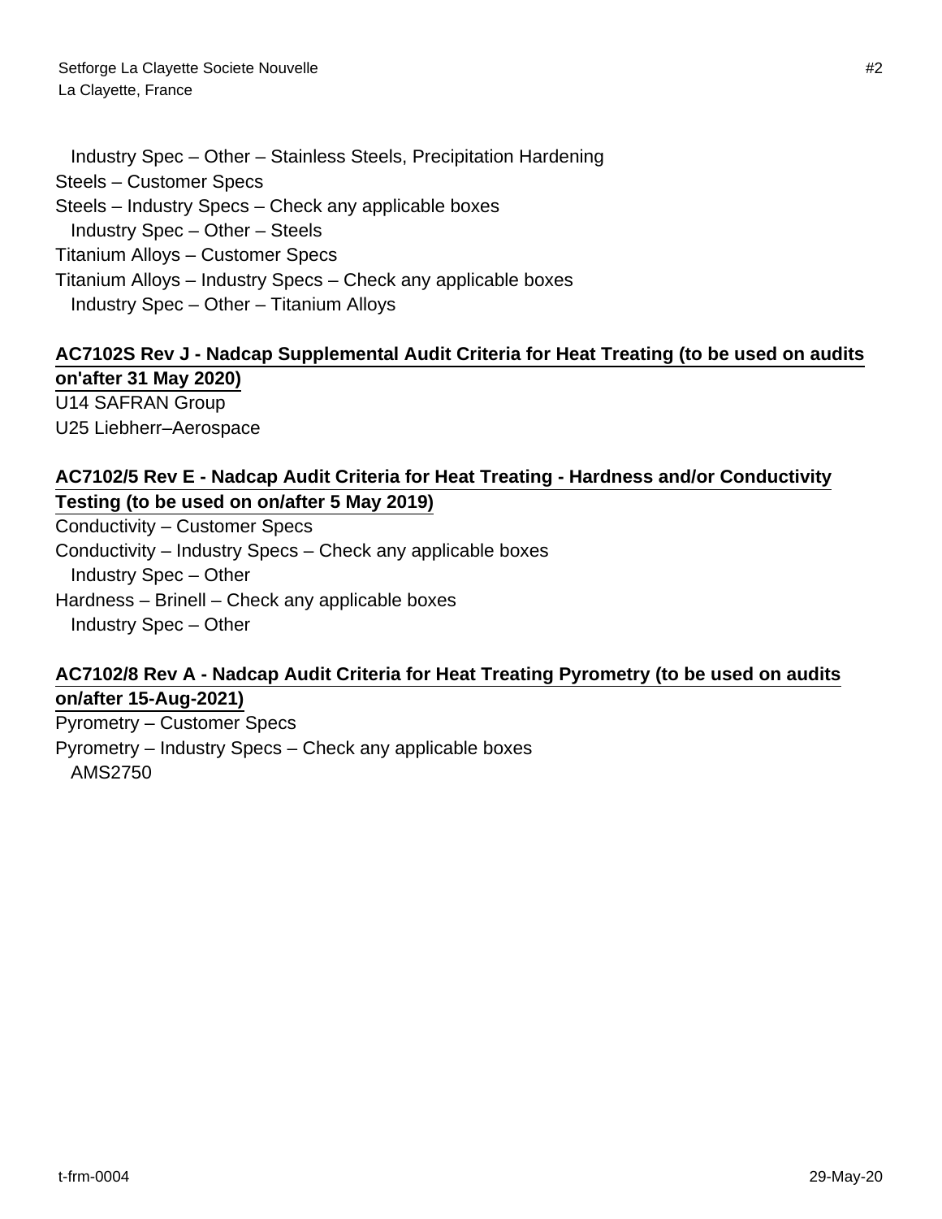Industry Spec – Other – Stainless Steels, Precipitation Hardening

Steels – Customer Specs

Steels – Industry Specs – Check any applicable boxes

  Industry Spec – Other – Steels

Titanium Alloys – Customer Specs

Titanium Alloys – Industry Specs – Check any applicable boxes

  Industry Spec – Other – Titanium Alloys

**AC7102S Rev J - Nadcap Supplemental Audit Criteria for Heat Treating (to be used on audits on'after 31 May 2020)**

U14 SAFRAN Group

U25 Liebherr–Aerospace

**AC7102/5 Rev E - Nadcap Audit Criteria for Heat Treating - Hardness and/or Conductivity Testing (to be used on on/after 5 May 2019)**

Conductivity – Customer Specs

Conductivity – Industry Specs – Check any applicable boxes

  Industry Spec – Other

Hardness – Brinell – Check any applicable boxes

  Industry Spec – Other

**AC7102/8 Rev A - Nadcap Audit Criteria for Heat Treating Pyrometry (to be used on audits on/after 15-Aug-2021)**

Pyrometry – Customer Specs

Pyrometry – Industry Specs – Check any applicable boxes

  AMS2750